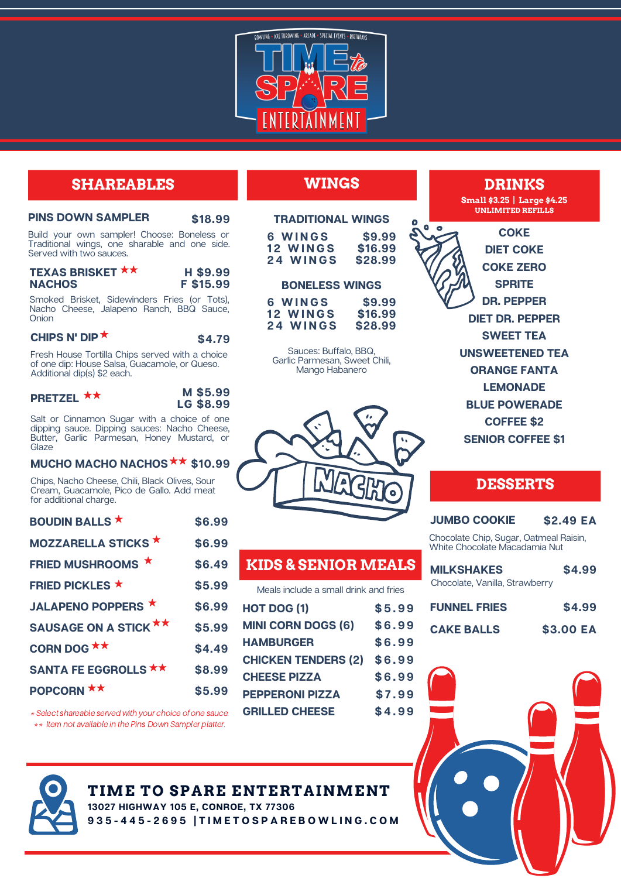# TIME to SPARE ENTERTAINMENT

BOWLING • AXE THROWING • ARCADE • SPECIAL EVENTS • BIRTHDAYS

## SHAREABLES

**PINS DOWN SAMPLER** — $18.99

Build your own sampler! Choose: Boneless or Traditional wings, one sharable and one side. Served with two sauces.

**TEXAS BRISKET NACHOS** ★★ — H $9.99 / F $15.99

Smoked Brisket, Sidewinders Fries (or Tots), Nacho Cheese, Jalapeno Ranch, BBQ Sauce, Onion

**CHIPS N' DIP** ★ — $4.79

Fresh House Tortilla Chips served with a choice of one dip: House Salsa, Guacamole, or Queso. Additional dip(s) $2 each.

**PRETZEL** ★★ — M $5.99 / LG $8.99

Salt or Cinnamon Sugar with a choice of one dipping sauce. Dipping sauces: Nacho Cheese, Butter, Garlic Parmesan, Honey Mustard, or Glaze

**MUCHO MACHO NACHOS** ★★ — $10.99

Chips, Nacho Cheese, Chili, Black Olives, Sour Cream, Guacamole, Pico de Gallo. Add meat for additional charge.

| Item | Price |
|---|---|
| BOUDIN BALLS ★ | $6.99 |
| MOZZARELLA STICKS ★ | $6.99 |
| FRIED MUSHROOMS ★ | $6.49 |
| FRIED PICKLES ★ | $5.99 |
| JALAPENO POPPERS ★ | $6.99 |
| SAUSAGE ON A STICK ★★ | $5.99 |
| CORN DOG ★★ | $4.49 |
| SANTA FE EGGROLLS ★★ | $8.99 |
| POPCORN ★★ | $5.99 |

*★ Select shareable served with your choice of one sauce.*
*★★ Item not available in the Pins Down Sampler platter.*

## WINGS

**TRADITIONAL WINGS**

| | |
|---|---|
| 6 WINGS | $9.99 |
| 12 WINGS | $16.99 |
| 24 WINGS | $28.99 |

**BONELESS WINGS**

| | |
|---|---|
| 6 WINGS | $9.99 |
| 12 WINGS | $16.99 |
| 24 WINGS | $28.99 |

Sauces: Buffalo, BBQ, Garlic Parmesan, Sweet Chili, Mango Habanero

## KIDS & SENIOR MEALS

Meals include a small drink and fries

| Item | Price |
|---|---|
| HOT DOG (1) | $5.99 |
| MINI CORN DOGS (6) | $6.99 |
| HAMBURGER | $6.99 |
| CHICKEN TENDERS (2) | $6.99 |
| CHEESE PIZZA | $6.99 |
| PEPPERONI PIZZA | $7.99 |
| GRILLED CHEESE | $4.99 |

## DRINKS

**Small $3.25 | Large $4.25**
**UNLIMITED REFILLS**

- COKE
- DIET COKE
- COKE ZERO
- SPRITE
- DR. PEPPER
- DIET DR. PEPPER
- SWEET TEA
- UNSWEETENED TEA
- ORANGE FANTA
- LEMONADE
- BLUE POWERADE
- COFFEE $2
- SENIOR COFFEE $1

## DESSERTS

**JUMBO COOKIE** — $2.49 EA

Chocolate Chip, Sugar, Oatmeal Raisin, White Chocolate Macadamia Nut

**MILKSHAKES** — $4.99

Chocolate, Vanilla, Strawberry

**FUNNEL FRIES** — $4.99

**CAKE BALLS** — $3.00 EA

**TIME TO SPARE ENTERTAINMENT**
13027 HIGHWAY 105 E, CONROE, TX 77306
935-445-2695 | TIMETOSPAREBOWLING.COM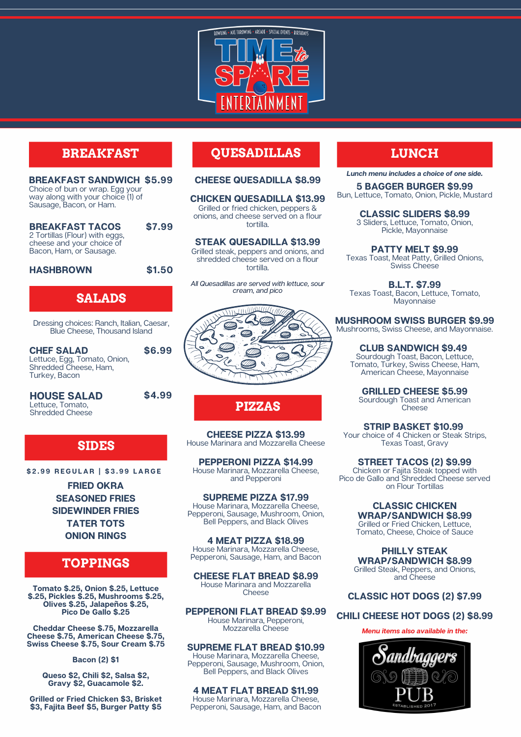# TIME to SPARE ENTERTAINMENT

BOWLING • AXE THROWING • ARCADE • SPECIAL EVENTS • BIRTHDAYS

## BREAKFAST

**BREAKFAST SANDWICH $5.99**
Choice of bun or wrap. Egg your way along with your choice (1) of Sausage, Bacon, or Ham.

**BREAKFAST TACOS $7.99**
2 Tortillas (Flour) with eggs, cheese and your choice of Bacon, Ham, or Sausage.

**HASHBROWN $1.50**

## SALADS

Dressing choices: Ranch, Italian, Caesar, Blue Cheese, Thousand Island

**CHEF SALAD $6.99**
Lettuce, Egg, Tomato, Onion, Shredded Cheese, Ham, Turkey, Bacon

**HOUSE SALAD $4.99**
Lettuce, Tomato, Shredded Cheese

## SIDES

**$2.99 REGULAR | $3.99 LARGE**

- FRIED OKRA
- SEASONED FRIES
- SIDEWINDER FRIES
- TATER TOTS
- ONION RINGS

## TOPPINGS

Tomato $.25, Onion $.25, Lettuce $.25, Pickles $.25, Mushrooms $.25, Olives $.25, Jalapeños $.25, Pico De Gallo $.25

Cheddar Cheese $.75, Mozzarella Cheese $.75, American Cheese $.75, Swiss Cheese $.75, Sour Cream $.75

Bacon (2) $1

Queso $2, Chili $2, Salsa $2, Gravy $2, Guacamole $2.

Grilled or Fried Chicken $3, Brisket $3, Fajita Beef $5, Burger Patty $5

## QUESADILLAS

**CHEESE QUESADILLA $8.99**

**CHICKEN QUESADILLA $13.99**
Grilled or fried chicken, peppers & onions, and cheese served on a flour tortilla.

**STEAK QUESADILLA $13.99**
Grilled steak, peppers and onions, and shredded cheese served on a flour tortilla.

*All Quesadillas are served with lettuce, sour cream, and pico*

## PIZZAS

**CHEESE PIZZA $13.99**
House Marinara and Mozzarella Cheese

**PEPPERONI PIZZA $14.99**
House Marinara, Mozzarella Cheese, and Pepperoni

**SUPREME PIZZA $17.99**
House Marinara, Mozzarella Cheese, Pepperoni, Sausage, Mushroom, Onion, Bell Peppers, and Black Olives

**4 MEAT PIZZA $18.99**
House Marinara, Mozzarella Cheese, Pepperoni, Sausage, Ham, and Bacon

**CHEESE FLAT BREAD $8.99**
House Marinara and Mozzarella Cheese

**PEPPERONI FLAT BREAD $9.99**
House Marinara, Pepperoni, Mozzarella Cheese

**SUPREME FLAT BREAD $10.99**
House Marinara, Mozzarella Cheese, Pepperoni, Sausage, Mushroom, Onion, Bell Peppers, and Black Olives

**4 MEAT FLAT BREAD $11.99**
House Marinara, Mozzarella Cheese, Pepperoni, Sausage, Ham, and Bacon

## LUNCH

*Lunch menu includes a choice of one side.*

**5 BAGGER BURGER $9.99**
Bun, Lettuce, Tomato, Onion, Pickle, Mustard

**CLASSIC SLIDERS $8.99**
3 Sliders, Lettuce, Tomato, Onion, Pickle, Mayonnaise

**PATTY MELT $9.99**
Texas Toast, Meat Patty, Grilled Onions, Swiss Cheese

**B.L.T. $7.99**
Texas Toast, Bacon, Lettuce, Tomato, Mayonnaise

**MUSHROOM SWISS BURGER $9.99**
Mushrooms, Swiss Cheese, and Mayonnaise.

**CLUB SANDWICH $9.49**
Sourdough Toast, Bacon, Lettuce, Tomato, Turkey, Swiss Cheese, Ham, American Cheese, Mayonnaise

**GRILLED CHEESE $5.99**
Sourdough Toast and American Cheese

**STRIP BASKET $10.99**
Your choice of 4 Chicken or Steak Strips, Texas Toast, Gravy

**STREET TACOS (2) $9.99**
Chicken or Fajita Steak topped with Pico de Gallo and Shredded Cheese served on Flour Tortillas

**CLASSIC CHICKEN WRAP/SANDWICH $8.99**
Grilled or Fried Chicken, Lettuce, Tomato, Cheese, Choice of Sauce

**PHILLY STEAK WRAP/SANDWICH $8.99**
Grilled Steak, Peppers, and Onions, and Cheese

**CLASSIC HOT DOGS (2) $7.99**

**CHILI CHEESE HOT DOGS (2) $8.99**

*Menu items also available in the:*

Sandbaggers PUB
ESTABLISHED 2017